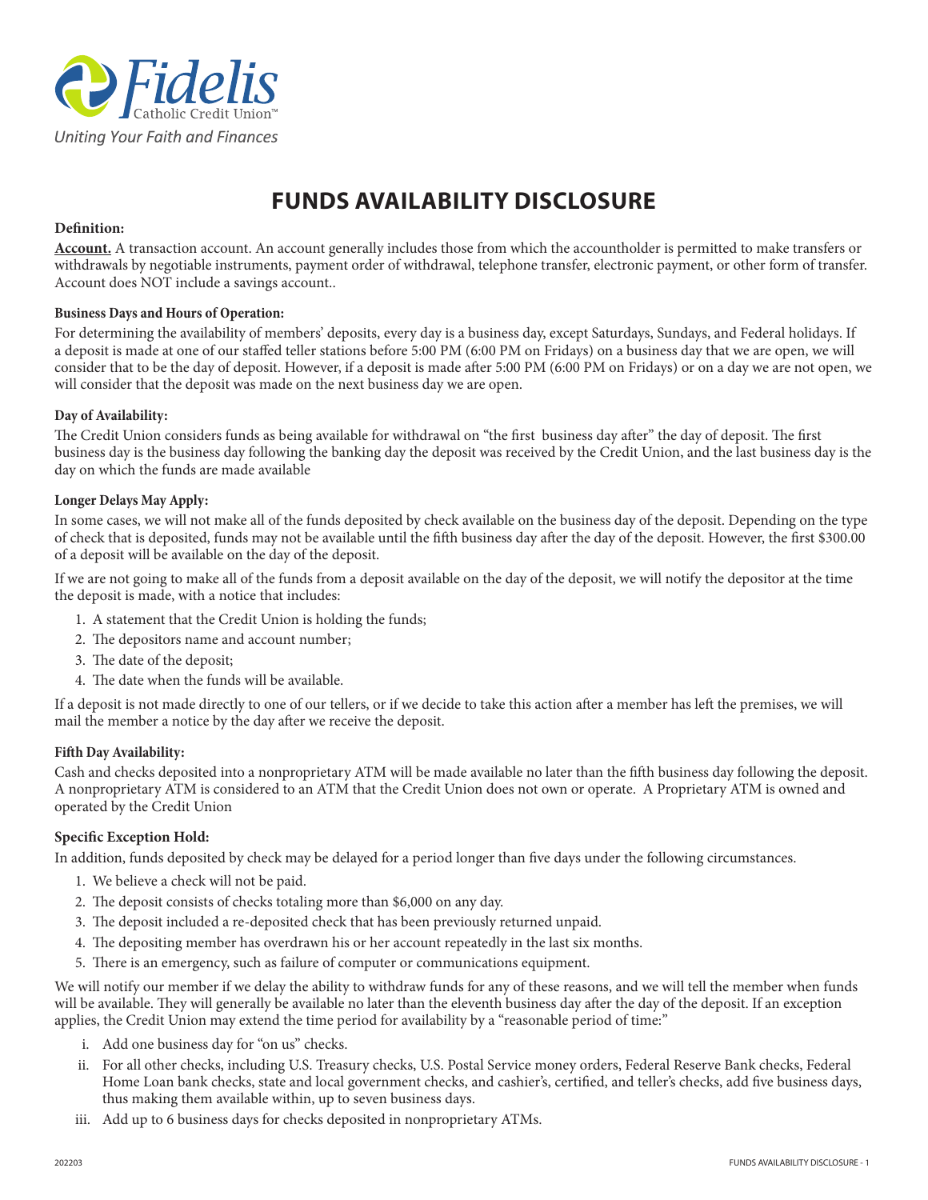Fidelis
Catholic Credit Union™
*Uniting Your Faith and Finances*

# FUNDS AVAILABILITY DISCLOSURE

**Definition:**

**Account.** A transaction account. An account generally includes those from which the accountholder is permitted to make transfers or withdrawals by negotiable instruments, payment order of withdrawal, telephone transfer, electronic payment, or other form of transfer. Account does NOT include a savings account..

**Business Days and Hours of Operation:**

For determining the availability of members' deposits, every day is a business day, except Saturdays, Sundays, and Federal holidays. If a deposit is made at one of our staffed teller stations before 5:00 PM (6:00 PM on Fridays) on a business day that we are open, we will consider that to be the day of deposit. However, if a deposit is made after 5:00 PM (6:00 PM on Fridays) or on a day we are not open, we will consider that the deposit was made on the next business day we are open.

**Day of Availability:**

The Credit Union considers funds as being available for withdrawal on "the first business day after" the day of deposit. The first business day is the business day following the banking day the deposit was received by the Credit Union, and the last business day is the day on which the funds are made available

**Longer Delays May Apply:**

In some cases, we will not make all of the funds deposited by check available on the business day of the deposit. Depending on the type of check that is deposited, funds may not be available until the fifth business day after the day of the deposit. However, the first $300.00 of a deposit will be available on the day of the deposit.

If we are not going to make all of the funds from a deposit available on the day of the deposit, we will notify the depositor at the time the deposit is made, with a notice that includes:

1. A statement that the Credit Union is holding the funds;
2. The depositors name and account number;
3. The date of the deposit;
4. The date when the funds will be available.

If a deposit is not made directly to one of our tellers, or if we decide to take this action after a member has left the premises, we will mail the member a notice by the day after we receive the deposit.

**Fifth Day Availability:**

Cash and checks deposited into a nonproprietary ATM will be made available no later than the fifth business day following the deposit. A nonproprietary ATM is considered to an ATM that the Credit Union does not own or operate. A Proprietary ATM is owned and operated by the Credit Union

**Specific Exception Hold:**

In addition, funds deposited by check may be delayed for a period longer than five days under the following circumstances.

1. We believe a check will not be paid.
2. The deposit consists of checks totaling more than $6,000 on any day.
3. The deposit included a re-deposited check that has been previously returned unpaid.
4. The depositing member has overdrawn his or her account repeatedly in the last six months.
5. There is an emergency, such as failure of computer or communications equipment.

We will notify our member if we delay the ability to withdraw funds for any of these reasons, and we will tell the member when funds will be available. They will generally be available no later than the eleventh business day after the day of the deposit. If an exception applies, the Credit Union may extend the time period for availability by a "reasonable period of time:"

i. Add one business day for "on us" checks.
ii. For all other checks, including U.S. Treasury checks, U.S. Postal Service money orders, Federal Reserve Bank checks, Federal Home Loan bank checks, state and local government checks, and cashier's, certified, and teller's checks, add five business days, thus making them available within, up to seven business days.
iii. Add up to 6 business days for checks deposited in nonproprietary ATMs.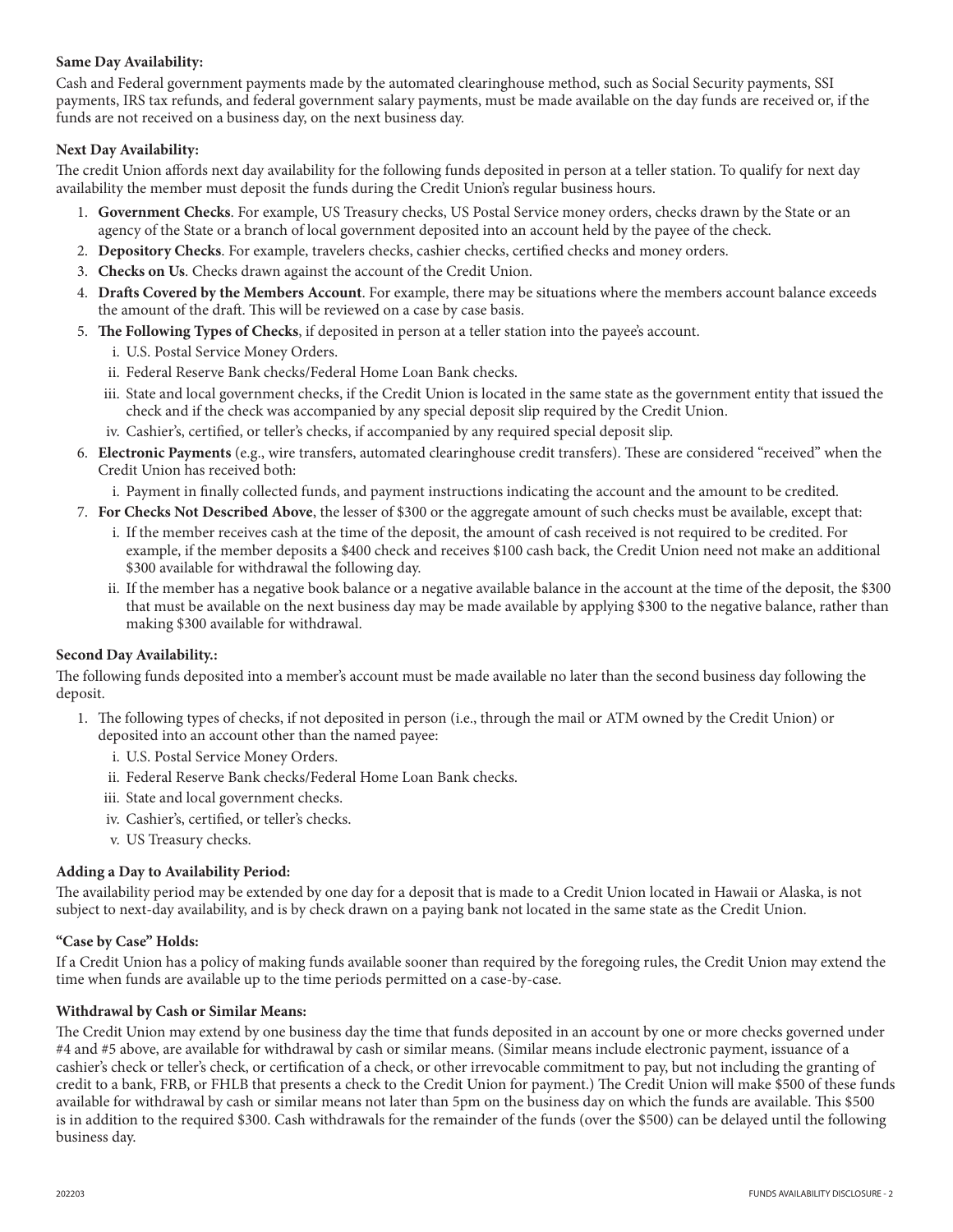**Same Day Availability:**

Cash and Federal government payments made by the automated clearinghouse method, such as Social Security payments, SSI payments, IRS tax refunds, and federal government salary payments, must be made available on the day funds are received or, if the funds are not received on a business day, on the next business day.

**Next Day Availability:**

The credit Union affords next day availability for the following funds deposited in person at a teller station. To qualify for next day availability the member must deposit the funds during the Credit Union's regular business hours.

1. **Government Checks**. For example, US Treasury checks, US Postal Service money orders, checks drawn by the State or an agency of the State or a branch of local government deposited into an account held by the payee of the check.
2. **Depository Checks**. For example, travelers checks, cashier checks, certified checks and money orders.
3. **Checks on Us**. Checks drawn against the account of the Credit Union.
4. **Drafts Covered by the Members Account**. For example, there may be situations where the members account balance exceeds the amount of the draft. This will be reviewed on a case by case basis.
5. **The Following Types of Checks**, if deposited in person at a teller station into the payee's account.
   i. U.S. Postal Service Money Orders.
   ii. Federal Reserve Bank checks/Federal Home Loan Bank checks.
   iii. State and local government checks, if the Credit Union is located in the same state as the government entity that issued the check and if the check was accompanied by any special deposit slip required by the Credit Union.
   iv. Cashier's, certified, or teller's checks, if accompanied by any required special deposit slip.
6. **Electronic Payments** (e.g., wire transfers, automated clearinghouse credit transfers). These are considered "received" when the Credit Union has received both:
   i. Payment in finally collected funds, and payment instructions indicating the account and the amount to be credited.
7. **For Checks Not Described Above**, the lesser of $300 or the aggregate amount of such checks must be available, except that:
   i. If the member receives cash at the time of the deposit, the amount of cash received is not required to be credited. For example, if the member deposits a $400 check and receives $100 cash back, the Credit Union need not make an additional $300 available for withdrawal the following day.
   ii. If the member has a negative book balance or a negative available balance in the account at the time of the deposit, the $300 that must be available on the next business day may be made available by applying $300 to the negative balance, rather than making $300 available for withdrawal.

**Second Day Availability.:**

The following funds deposited into a member's account must be made available no later than the second business day following the deposit.

1. The following types of checks, if not deposited in person (i.e., through the mail or ATM owned by the Credit Union) or deposited into an account other than the named payee:
   i. U.S. Postal Service Money Orders.
   ii. Federal Reserve Bank checks/Federal Home Loan Bank checks.
   iii. State and local government checks.
   iv. Cashier's, certified, or teller's checks.
   v. US Treasury checks.

**Adding a Day to Availability Period:**

The availability period may be extended by one day for a deposit that is made to a Credit Union located in Hawaii or Alaska, is not subject to next-day availability, and is by check drawn on a paying bank not located in the same state as the Credit Union.

**"Case by Case" Holds:**

If a Credit Union has a policy of making funds available sooner than required by the foregoing rules, the Credit Union may extend the time when funds are available up to the time periods permitted on a case-by-case.

**Withdrawal by Cash or Similar Means:**

The Credit Union may extend by one business day the time that funds deposited in an account by one or more checks governed under #4 and #5 above, are available for withdrawal by cash or similar means. (Similar means include electronic payment, issuance of a cashier's check or teller's check, or certification of a check, or other irrevocable commitment to pay, but not including the granting of credit to a bank, FRB, or FHLB that presents a check to the Credit Union for payment.) The Credit Union will make $500 of these funds available for withdrawal by cash or similar means not later than 5pm on the business day on which the funds are available. This $500 is in addition to the required $300. Cash withdrawals for the remainder of the funds (over the $500) can be delayed until the following business day.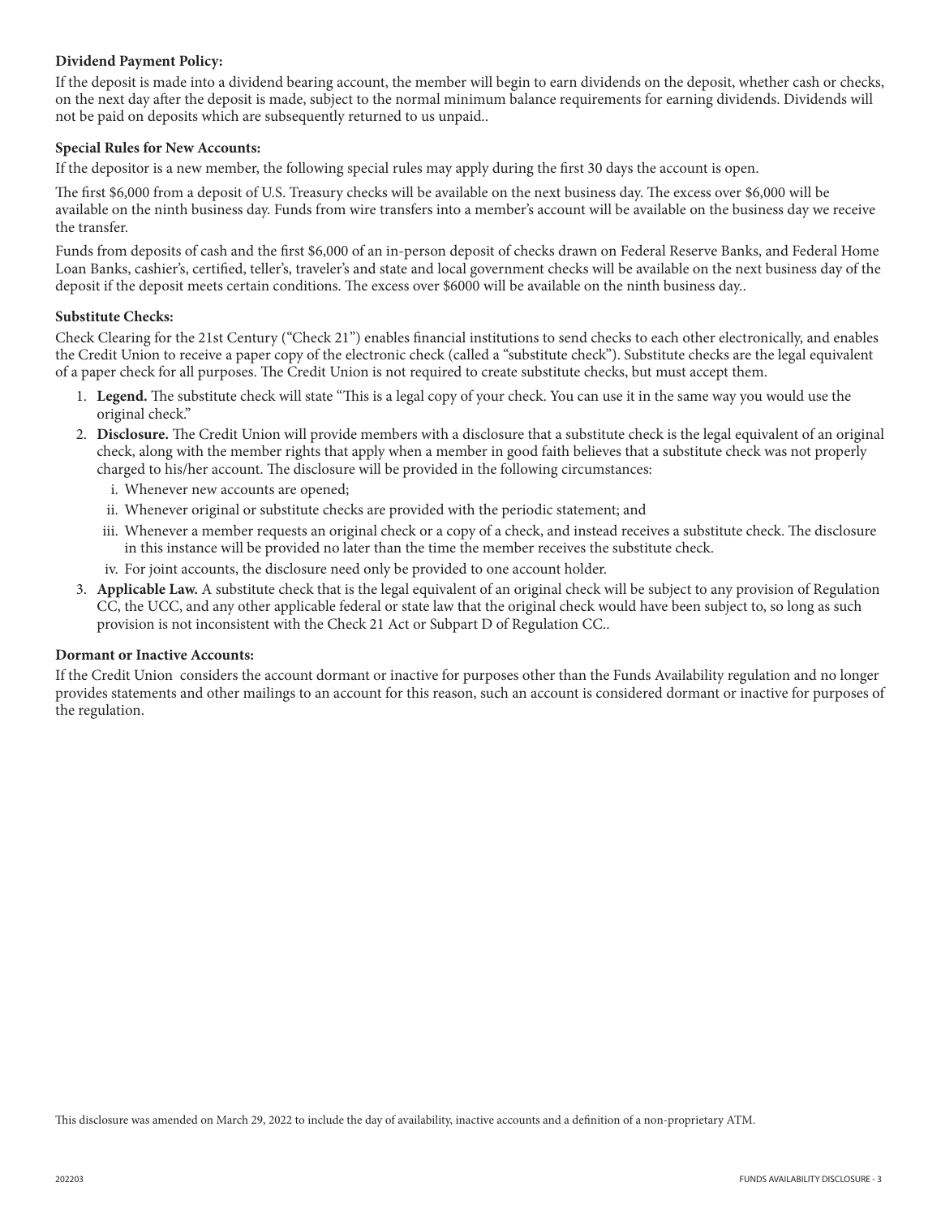**Dividend Payment Policy:**

If the deposit is made into a dividend bearing account, the member will begin to earn dividends on the deposit, whether cash or checks, on the next day after the deposit is made, subject to the normal minimum balance requirements for earning dividends. Dividends will not be paid on deposits which are subsequently returned to us unpaid..

**Special Rules for New Accounts:**

If the depositor is a new member, the following special rules may apply during the first 30 days the account is open.

The first $6,000 from a deposit of U.S. Treasury checks will be available on the next business day. The excess over $6,000 will be available on the ninth business day. Funds from wire transfers into a member's account will be available on the business day we receive the transfer.

Funds from deposits of cash and the first $6,000 of an in-person deposit of checks drawn on Federal Reserve Banks, and Federal Home Loan Banks, cashier's, certified, teller's, traveler's and state and local government checks will be available on the next business day of the deposit if the deposit meets certain conditions. The excess over $6000 will be available on the ninth business day..

**Substitute Checks:**

Check Clearing for the 21st Century ("Check 21") enables financial institutions to send checks to each other electronically, and enables the Credit Union to receive a paper copy of the electronic check (called a "substitute check"). Substitute checks are the legal equivalent of a paper check for all purposes. The Credit Union is not required to create substitute checks, but must accept them.

1. **Legend.** The substitute check will state "This is a legal copy of your check. You can use it in the same way you would use the original check."
2. **Disclosure.** The Credit Union will provide members with a disclosure that a substitute check is the legal equivalent of an original check, along with the member rights that apply when a member in good faith believes that a substitute check was not properly charged to his/her account. The disclosure will be provided in the following circumstances:
   i. Whenever new accounts are opened;
   ii. Whenever original or substitute checks are provided with the periodic statement; and
   iii. Whenever a member requests an original check or a copy of a check, and instead receives a substitute check. The disclosure in this instance will be provided no later than the time the member receives the substitute check.
   iv. For joint accounts, the disclosure need only be provided to one account holder.
3. **Applicable Law.** A substitute check that is the legal equivalent of an original check will be subject to any provision of Regulation CC, the UCC, and any other applicable federal or state law that the original check would have been subject to, so long as such provision is not inconsistent with the Check 21 Act or Subpart D of Regulation CC..

**Dormant or Inactive Accounts:**

If the Credit Union considers the account dormant or inactive for purposes other than the Funds Availability regulation and no longer provides statements and other mailings to an account for this reason, such an account is considered dormant or inactive for purposes of the regulation.

This disclosure was amended on March 29, 2022 to include the day of availability, inactive accounts and a definition of a non-proprietary ATM.